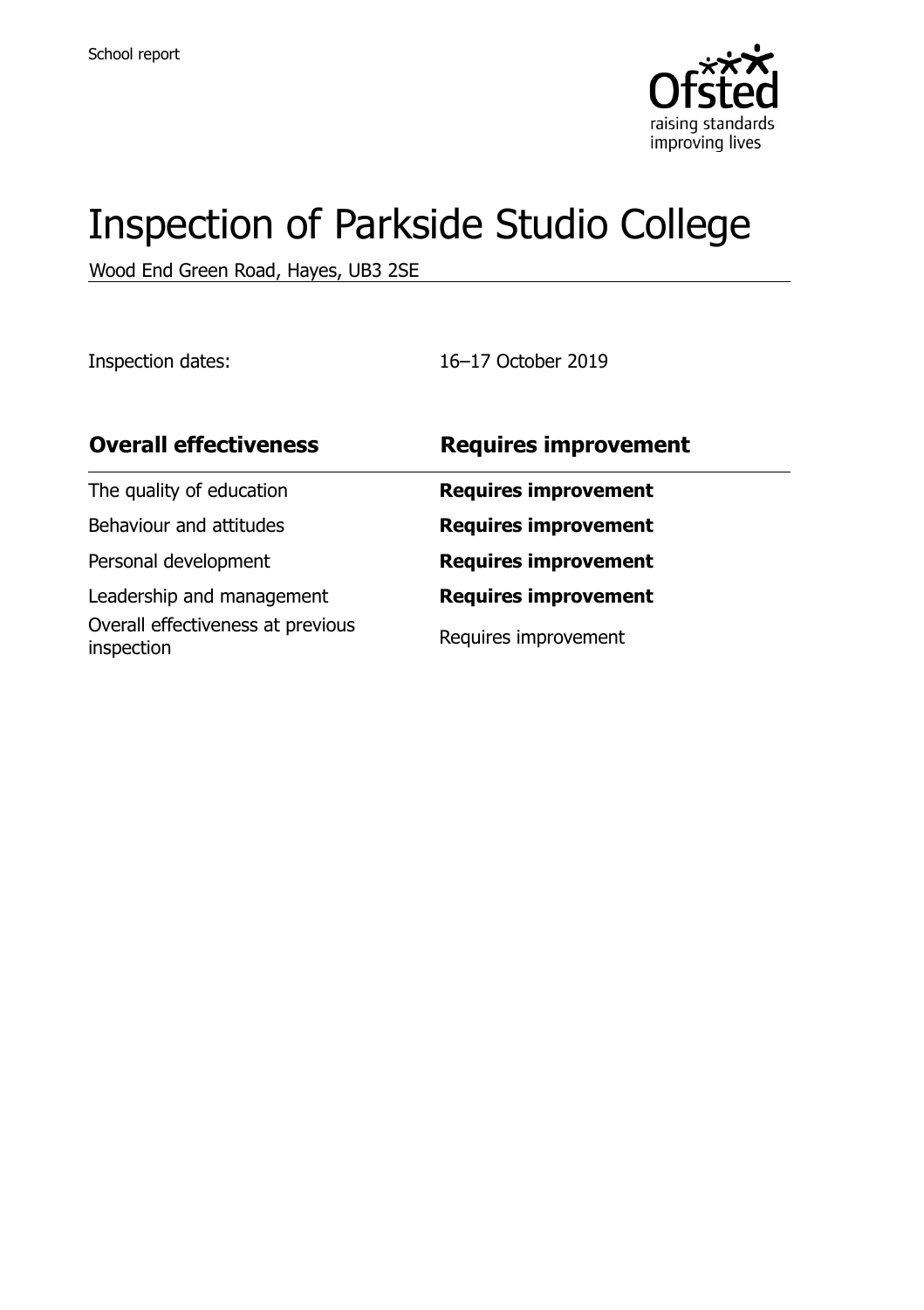School report

# Inspection of Parkside Studio College

Wood End Green Road, Hayes, UB3 2SE

Inspection dates: 16–17 October 2019

| **Overall effectiveness** | **Requires improvement** |
| --- | --- |
| The quality of education | **Requires improvement** |
| Behaviour and attitudes | **Requires improvement** |
| Personal development | **Requires improvement** |
| Leadership and management | **Requires improvement** |
| Overall effectiveness at previous inspection | Requires improvement |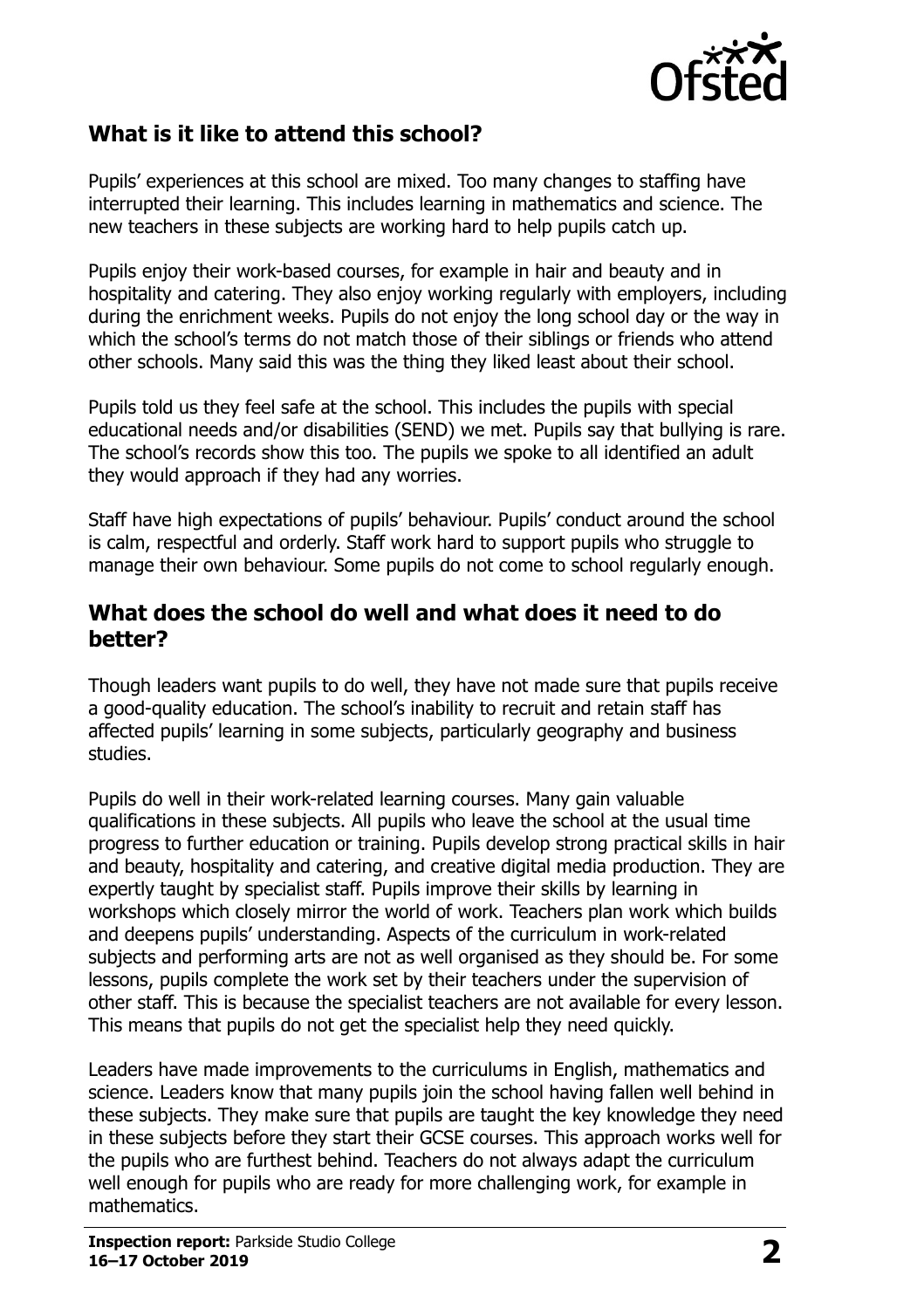## What is it like to attend this school?

Pupils' experiences at this school are mixed. Too many changes to staffing have interrupted their learning. This includes learning in mathematics and science. The new teachers in these subjects are working hard to help pupils catch up.

Pupils enjoy their work-based courses, for example in hair and beauty and in hospitality and catering. They also enjoy working regularly with employers, including during the enrichment weeks. Pupils do not enjoy the long school day or the way in which the school's terms do not match those of their siblings or friends who attend other schools. Many said this was the thing they liked least about their school.

Pupils told us they feel safe at the school. This includes the pupils with special educational needs and/or disabilities (SEND) we met. Pupils say that bullying is rare. The school's records show this too. The pupils we spoke to all identified an adult they would approach if they had any worries.

Staff have high expectations of pupils' behaviour. Pupils' conduct around the school is calm, respectful and orderly. Staff work hard to support pupils who struggle to manage their own behaviour. Some pupils do not come to school regularly enough.

## What does the school do well and what does it need to do better?

Though leaders want pupils to do well, they have not made sure that pupils receive a good-quality education. The school's inability to recruit and retain staff has affected pupils' learning in some subjects, particularly geography and business studies.

Pupils do well in their work-related learning courses. Many gain valuable qualifications in these subjects. All pupils who leave the school at the usual time progress to further education or training. Pupils develop strong practical skills in hair and beauty, hospitality and catering, and creative digital media production. They are expertly taught by specialist staff. Pupils improve their skills by learning in workshops which closely mirror the world of work. Teachers plan work which builds and deepens pupils' understanding. Aspects of the curriculum in work-related subjects and performing arts are not as well organised as they should be. For some lessons, pupils complete the work set by their teachers under the supervision of other staff. This is because the specialist teachers are not available for every lesson. This means that pupils do not get the specialist help they need quickly.

Leaders have made improvements to the curriculums in English, mathematics and science. Leaders know that many pupils join the school having fallen well behind in these subjects. They make sure that pupils are taught the key knowledge they need in these subjects before they start their GCSE courses. This approach works well for the pupils who are furthest behind. Teachers do not always adapt the curriculum well enough for pupils who are ready for more challenging work, for example in mathematics.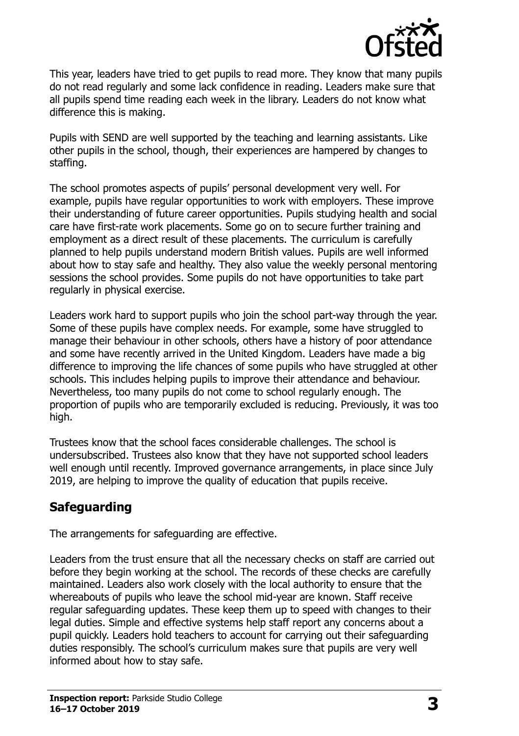This year, leaders have tried to get pupils to read more. They know that many pupils do not read regularly and some lack confidence in reading. Leaders make sure that all pupils spend time reading each week in the library. Leaders do not know what difference this is making.

Pupils with SEND are well supported by the teaching and learning assistants. Like other pupils in the school, though, their experiences are hampered by changes to staffing.

The school promotes aspects of pupils' personal development very well. For example, pupils have regular opportunities to work with employers. These improve their understanding of future career opportunities. Pupils studying health and social care have first-rate work placements. Some go on to secure further training and employment as a direct result of these placements. The curriculum is carefully planned to help pupils understand modern British values. Pupils are well informed about how to stay safe and healthy. They also value the weekly personal mentoring sessions the school provides. Some pupils do not have opportunities to take part regularly in physical exercise.

Leaders work hard to support pupils who join the school part-way through the year. Some of these pupils have complex needs. For example, some have struggled to manage their behaviour in other schools, others have a history of poor attendance and some have recently arrived in the United Kingdom. Leaders have made a big difference to improving the life chances of some pupils who have struggled at other schools. This includes helping pupils to improve their attendance and behaviour. Nevertheless, too many pupils do not come to school regularly enough. The proportion of pupils who are temporarily excluded is reducing. Previously, it was too high.

Trustees know that the school faces considerable challenges. The school is undersubscribed. Trustees also know that they have not supported school leaders well enough until recently. Improved governance arrangements, in place since July 2019, are helping to improve the quality of education that pupils receive.

## Safeguarding

The arrangements for safeguarding are effective.

Leaders from the trust ensure that all the necessary checks on staff are carried out before they begin working at the school. The records of these checks are carefully maintained. Leaders also work closely with the local authority to ensure that the whereabouts of pupils who leave the school mid-year are known. Staff receive regular safeguarding updates. These keep them up to speed with changes to their legal duties. Simple and effective systems help staff report any concerns about a pupil quickly. Leaders hold teachers to account for carrying out their safeguarding duties responsibly. The school's curriculum makes sure that pupils are very well informed about how to stay safe.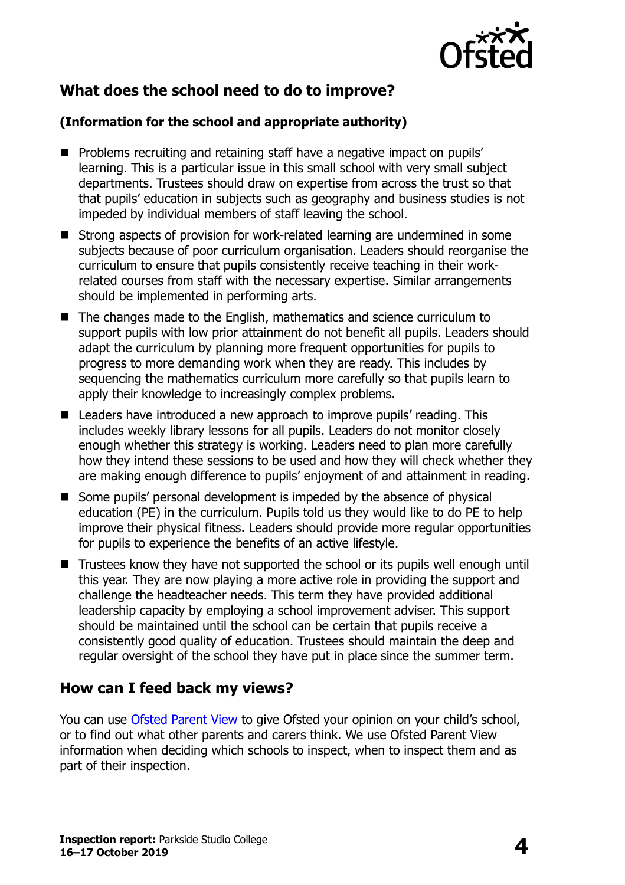## What does the school need to do to improve?

**(Information for the school and appropriate authority)**

- Problems recruiting and retaining staff have a negative impact on pupils' learning. This is a particular issue in this small school with very small subject departments. Trustees should draw on expertise from across the trust so that that pupils' education in subjects such as geography and business studies is not impeded by individual members of staff leaving the school.
- Strong aspects of provision for work-related learning are undermined in some subjects because of poor curriculum organisation. Leaders should reorganise the curriculum to ensure that pupils consistently receive teaching in their work-related courses from staff with the necessary expertise. Similar arrangements should be implemented in performing arts.
- The changes made to the English, mathematics and science curriculum to support pupils with low prior attainment do not benefit all pupils. Leaders should adapt the curriculum by planning more frequent opportunities for pupils to progress to more demanding work when they are ready. This includes by sequencing the mathematics curriculum more carefully so that pupils learn to apply their knowledge to increasingly complex problems.
- Leaders have introduced a new approach to improve pupils' reading. This includes weekly library lessons for all pupils. Leaders do not monitor closely enough whether this strategy is working. Leaders need to plan more carefully how they intend these sessions to be used and how they will check whether they are making enough difference to pupils' enjoyment of and attainment in reading.
- Some pupils' personal development is impeded by the absence of physical education (PE) in the curriculum. Pupils told us they would like to do PE to help improve their physical fitness. Leaders should provide more regular opportunities for pupils to experience the benefits of an active lifestyle.
- Trustees know they have not supported the school or its pupils well enough until this year. They are now playing a more active role in providing the support and challenge the headteacher needs. This term they have provided additional leadership capacity by employing a school improvement adviser. This support should be maintained until the school can be certain that pupils receive a consistently good quality of education. Trustees should maintain the deep and regular oversight of the school they have put in place since the summer term.

## How can I feed back my views?

You can use Ofsted Parent View to give Ofsted your opinion on your child's school, or to find out what other parents and carers think. We use Ofsted Parent View information when deciding which schools to inspect, when to inspect them and as part of their inspection.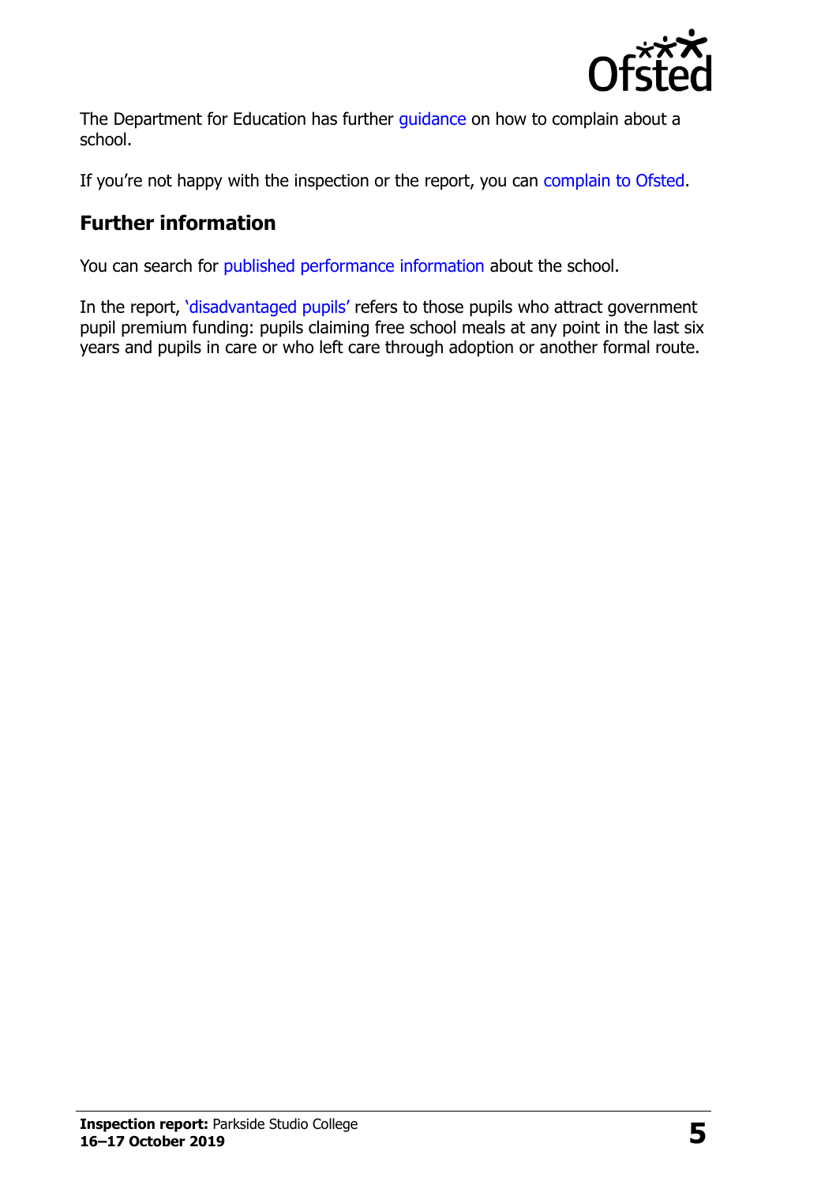The Department for Education has further guidance on how to complain about a school.

If you're not happy with the inspection or the report, you can complain to Ofsted.

## Further information

You can search for published performance information about the school.

In the report, 'disadvantaged pupils' refers to those pupils who attract government pupil premium funding: pupils claiming free school meals at any point in the last six years and pupils in care or who left care through adoption or another formal route.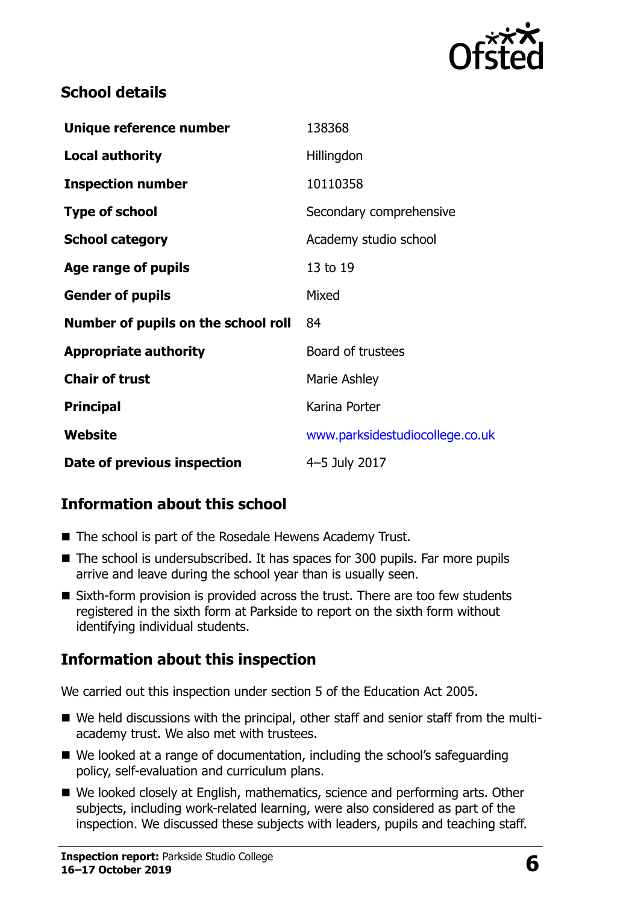## School details

| | |
|---|---|
| **Unique reference number** | 138368 |
| **Local authority** | Hillingdon |
| **Inspection number** | 10110358 |
| **Type of school** | Secondary comprehensive |
| **School category** | Academy studio school |
| **Age range of pupils** | 13 to 19 |
| **Gender of pupils** | Mixed |
| **Number of pupils on the school roll** | 84 |
| **Appropriate authority** | Board of trustees |
| **Chair of trust** | Marie Ashley |
| **Principal** | Karina Porter |
| **Website** | www.parksidestudiocollege.co.uk |
| **Date of previous inspection** | 4–5 July 2017 |

## Information about this school

- The school is part of the Rosedale Hewens Academy Trust.
- The school is undersubscribed. It has spaces for 300 pupils. Far more pupils arrive and leave during the school year than is usually seen.
- Sixth-form provision is provided across the trust. There are too few students registered in the sixth form at Parkside to report on the sixth form without identifying individual students.

## Information about this inspection

We carried out this inspection under section 5 of the Education Act 2005.

- We held discussions with the principal, other staff and senior staff from the multi-academy trust. We also met with trustees.
- We looked at a range of documentation, including the school's safeguarding policy, self-evaluation and curriculum plans.
- We looked closely at English, mathematics, science and performing arts. Other subjects, including work-related learning, were also considered as part of the inspection. We discussed these subjects with leaders, pupils and teaching staff.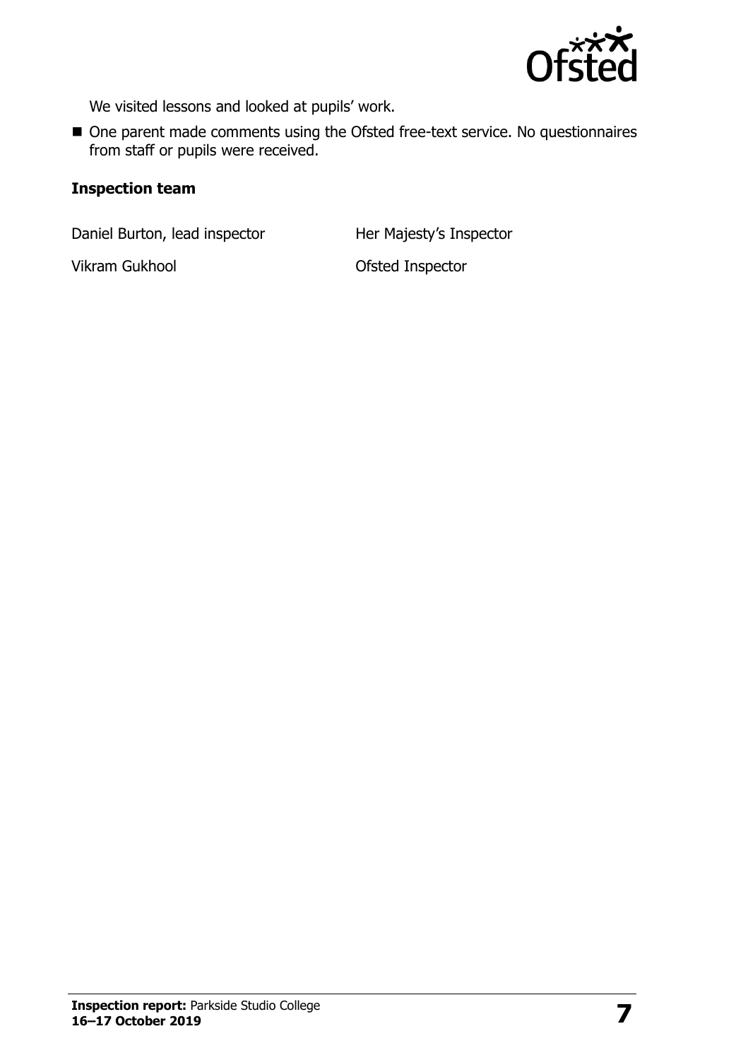We visited lessons and looked at pupils' work.

- One parent made comments using the Ofsted free-text service. No questionnaires from staff or pupils were received.

**Inspection team**

| | |
|---|---|
| Daniel Burton, lead inspector | Her Majesty's Inspector |
| Vikram Gukhool | Ofsted Inspector |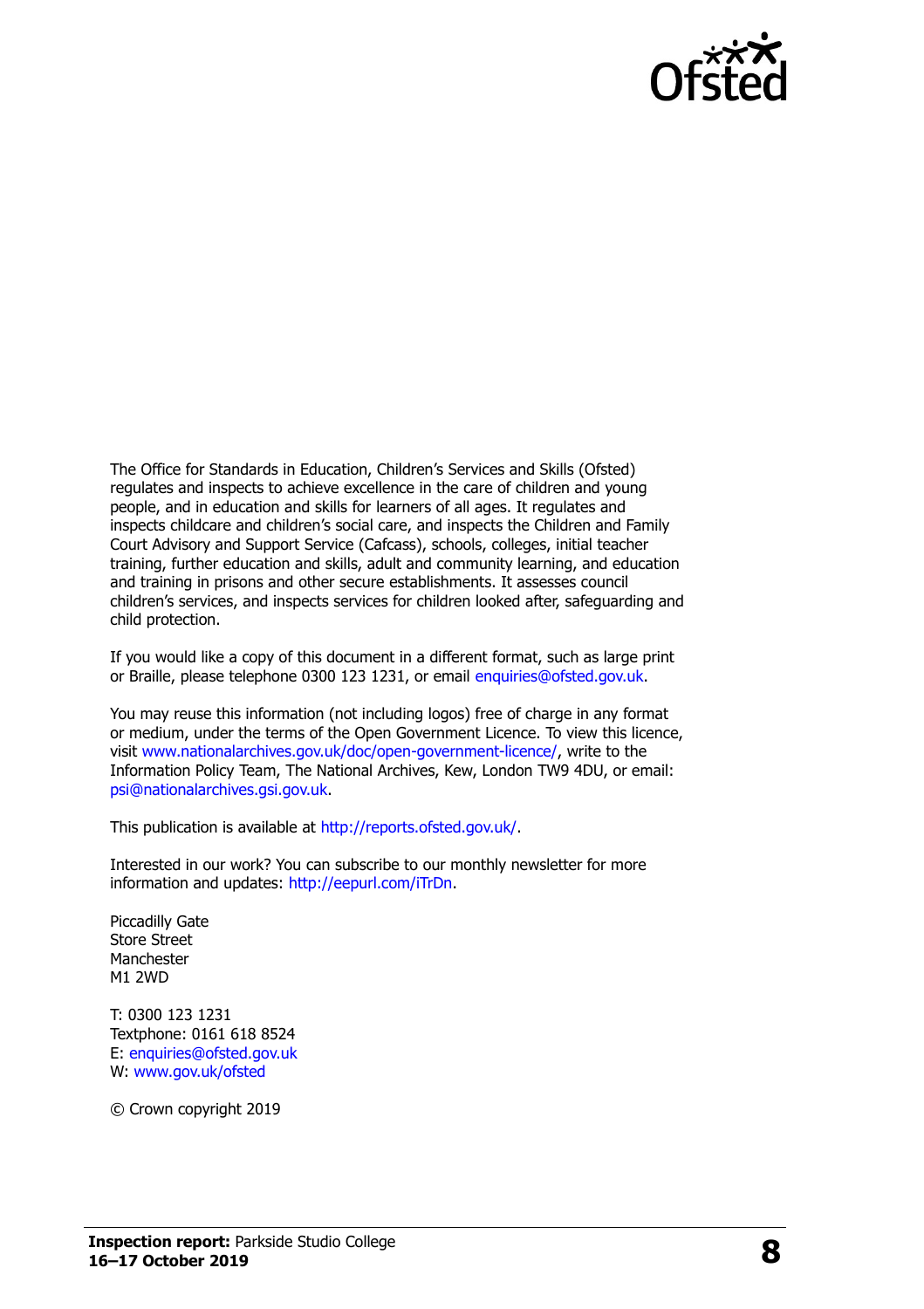The Office for Standards in Education, Children's Services and Skills (Ofsted) regulates and inspects to achieve excellence in the care of children and young people, and in education and skills for learners of all ages. It regulates and inspects childcare and children's social care, and inspects the Children and Family Court Advisory and Support Service (Cafcass), schools, colleges, initial teacher training, further education and skills, adult and community learning, and education and training in prisons and other secure establishments. It assesses council children's services, and inspects services for children looked after, safeguarding and child protection.

If you would like a copy of this document in a different format, such as large print or Braille, please telephone 0300 123 1231, or email enquiries@ofsted.gov.uk.

You may reuse this information (not including logos) free of charge in any format or medium, under the terms of the Open Government Licence. To view this licence, visit www.nationalarchives.gov.uk/doc/open-government-licence/, write to the Information Policy Team, The National Archives, Kew, London TW9 4DU, or email: psi@nationalarchives.gsi.gov.uk.

This publication is available at http://reports.ofsted.gov.uk/.

Interested in our work? You can subscribe to our monthly newsletter for more information and updates: http://eepurl.com/iTrDn.

Piccadilly Gate
Store Street
Manchester
M1 2WD

T: 0300 123 1231
Textphone: 0161 618 8524
E: enquiries@ofsted.gov.uk
W: www.gov.uk/ofsted

© Crown copyright 2019